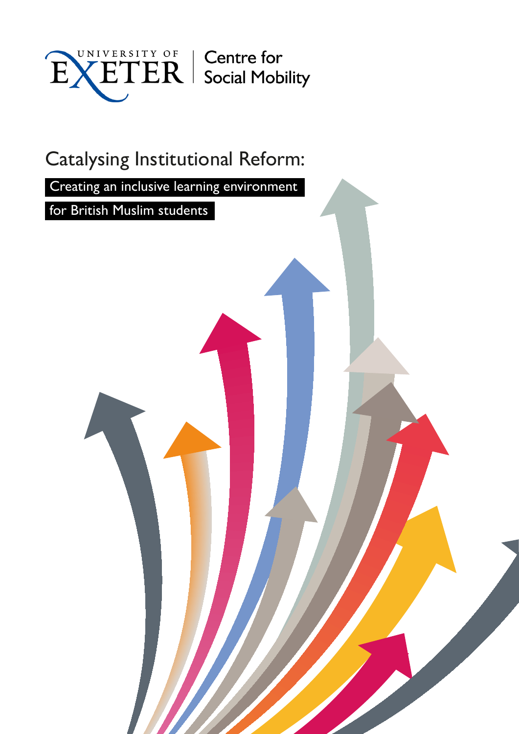UNIVERSITY OF EXETER | Centre for Social Mobility

# Catalysing Institutional Reform:

## Creating an inclusive learning environment for British Muslim students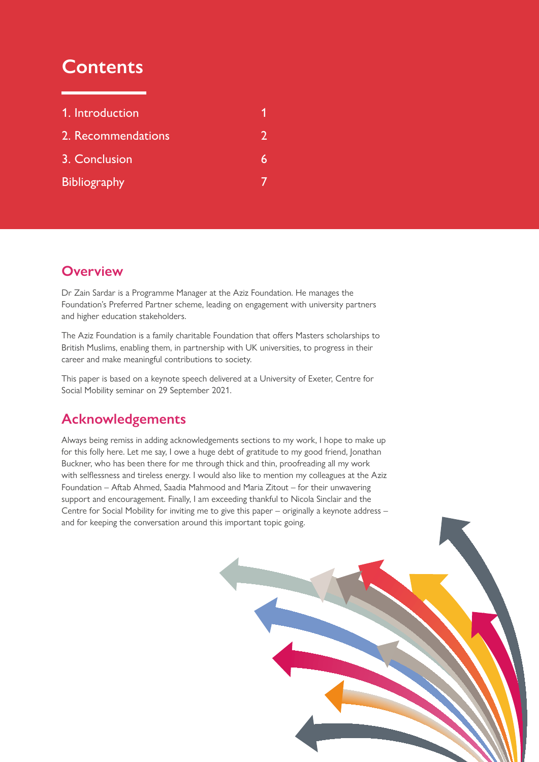# Contents

| | |
|---|---|
| 1. Introduction | 1 |
| 2. Recommendations | 2 |
| 3. Conclusion | 6 |
| Bibliography | 7 |

## Overview

Dr Zain Sardar is a Programme Manager at the Aziz Foundation. He manages the Foundation's Preferred Partner scheme, leading on engagement with university partners and higher education stakeholders.

The Aziz Foundation is a family charitable Foundation that offers Masters scholarships to British Muslims, enabling them, in partnership with UK universities, to progress in their career and make meaningful contributions to society.

This paper is based on a keynote speech delivered at a University of Exeter, Centre for Social Mobility seminar on 29 September 2021.

## Acknowledgements

Always being remiss in adding acknowledgements sections to my work, I hope to make up for this folly here. Let me say, I owe a huge debt of gratitude to my good friend, Jonathan Buckner, who has been there for me through thick and thin, proofreading all my work with selflessness and tireless energy. I would also like to mention my colleagues at the Aziz Foundation – Aftab Ahmed, Saadia Mahmood and Maria Zitout – for their unwavering support and encouragement. Finally, I am exceeding thankful to Nicola Sinclair and the Centre for Social Mobility for inviting me to give this paper – originally a keynote address – and for keeping the conversation around this important topic going.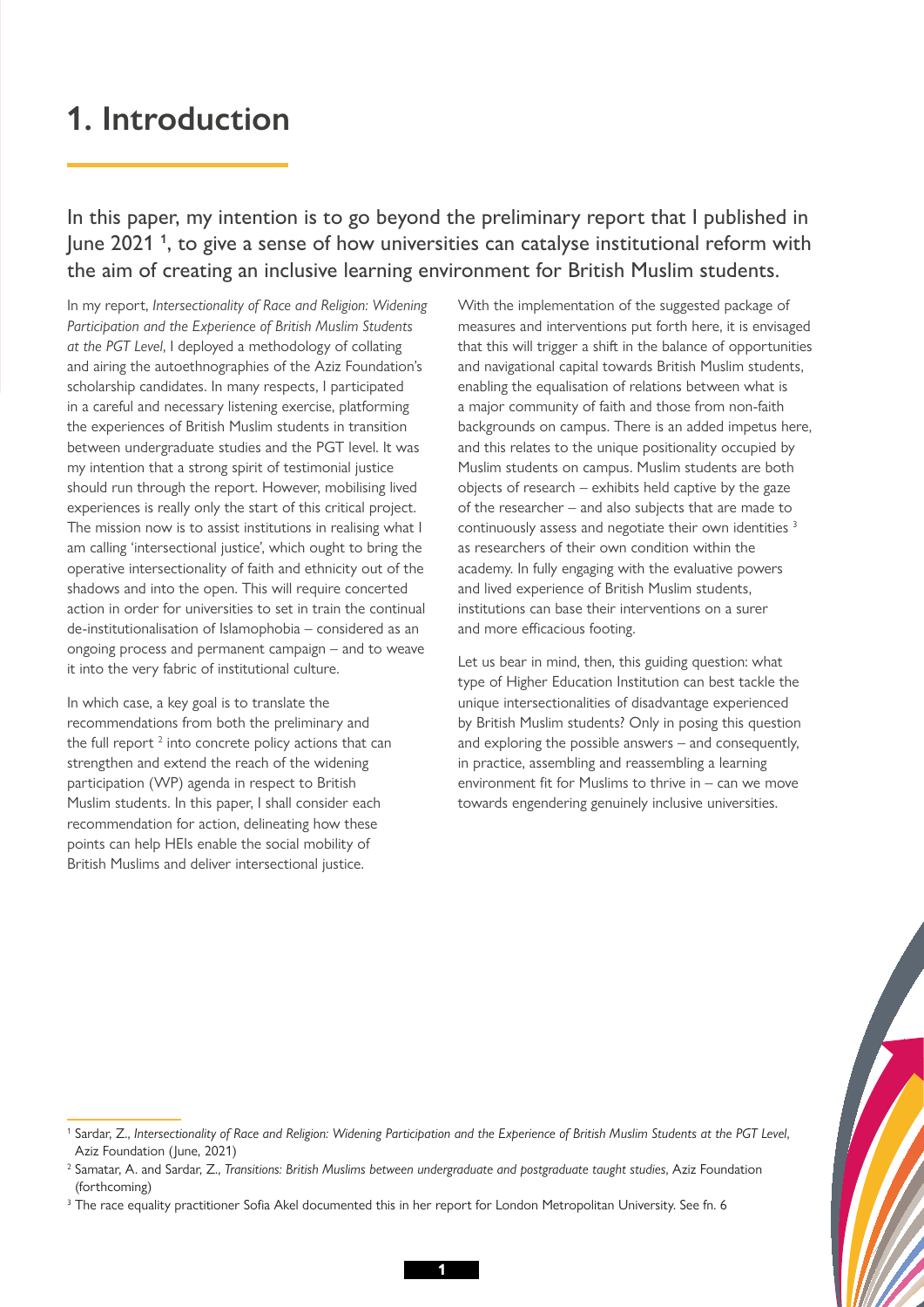# 1. Introduction

In this paper, my intention is to go beyond the preliminary report that I published in June 2021 [1], to give a sense of how universities can catalyse institutional reform with the aim of creating an inclusive learning environment for British Muslim students.

In my report, *Intersectionality of Race and Religion: Widening Participation and the Experience of British Muslim Students at the PGT Level*, I deployed a methodology of collating and airing the autoethnographies of the Aziz Foundation's scholarship candidates. In many respects, I participated in a careful and necessary listening exercise, platforming the experiences of British Muslim students in transition between undergraduate studies and the PGT level. It was my intention that a strong spirit of testimonial justice should run through the report. However, mobilising lived experiences is really only the start of this critical project. The mission now is to assist institutions in realising what I am calling 'intersectional justice', which ought to bring the operative intersectionality of faith and ethnicity out of the shadows and into the open. This will require concerted action in order for universities to set in train the continual de-institutionalisation of Islamophobia – considered as an ongoing process and permanent campaign – and to weave it into the very fabric of institutional culture.

In which case, a key goal is to translate the recommendations from both the preliminary and the full report [2] into concrete policy actions that can strengthen and extend the reach of the widening participation (WP) agenda in respect to British Muslim students. In this paper, I shall consider each recommendation for action, delineating how these points can help HEIs enable the social mobility of British Muslims and deliver intersectional justice.

With the implementation of the suggested package of measures and interventions put forth here, it is envisaged that this will trigger a shift in the balance of opportunities and navigational capital towards British Muslim students, enabling the equalisation of relations between what is a major community of faith and those from non-faith backgrounds on campus. There is an added impetus here, and this relates to the unique positionality occupied by Muslim students on campus. Muslim students are both objects of research – exhibits held captive by the gaze of the researcher – and also subjects that are made to continuously assess and negotiate their own identities [3] as researchers of their own condition within the academy. In fully engaging with the evaluative powers and lived experience of British Muslim students, institutions can base their interventions on a surer and more efficacious footing.

Let us bear in mind, then, this guiding question: what type of Higher Education Institution can best tackle the unique intersectionalities of disadvantage experienced by British Muslim students? Only in posing this question and exploring the possible answers – and consequently, in practice, assembling and reassembling a learning environment fit for Muslims to thrive in – can we move towards engendering genuinely inclusive universities.

---

[1] Sardar, Z., *Intersectionality of Race and Religion: Widening Participation and the Experience of British Muslim Students at the PGT Level*, Aziz Foundation (June, 2021)

[2] Samatar, A. and Sardar, Z., *Transitions: British Muslims between undergraduate and postgraduate taught studies*, Aziz Foundation (forthcoming)

[3] The race equality practitioner Sofia Akel documented this in her report for London Metropolitan University. See fn. 6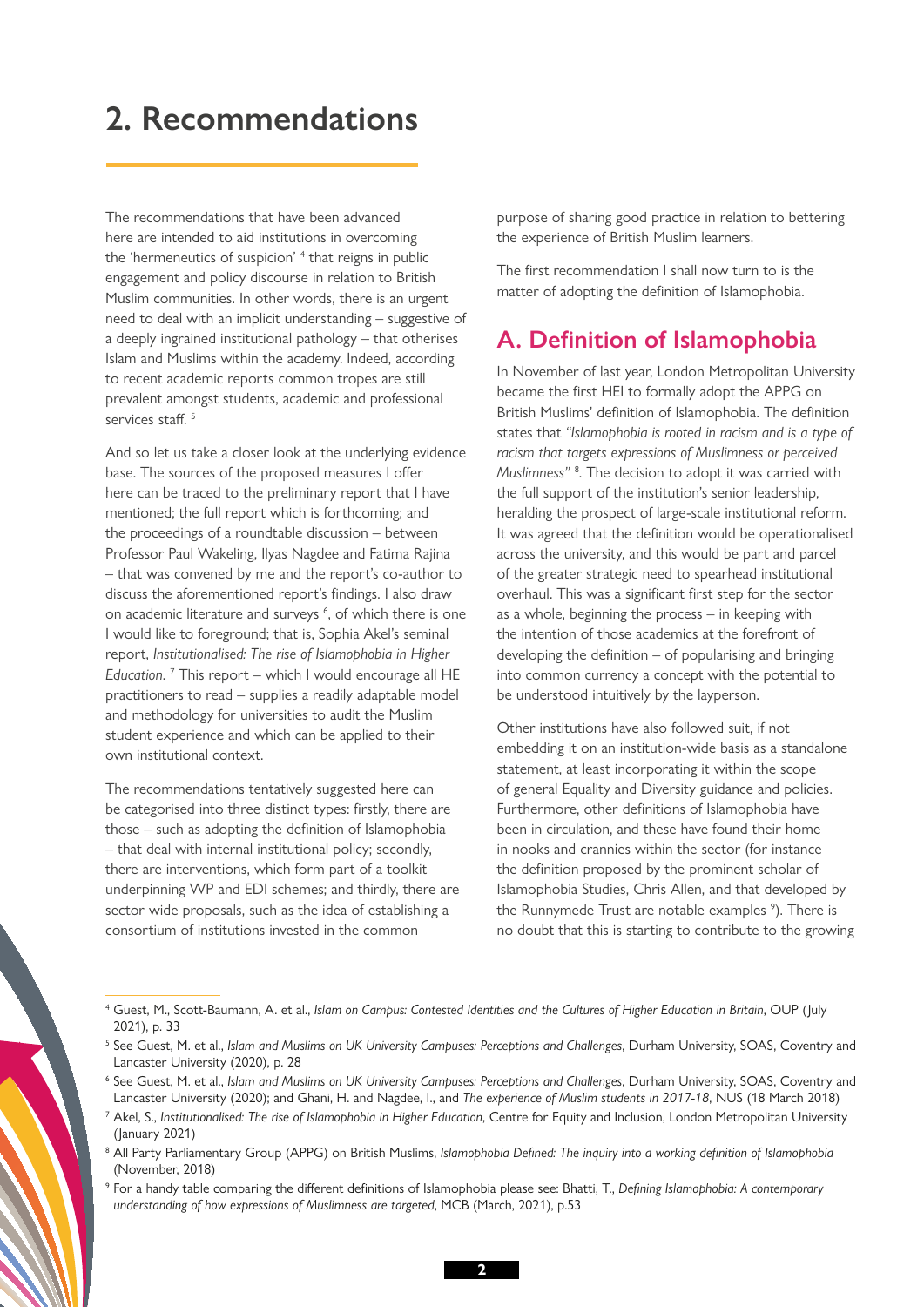# 2. Recommendations

The recommendations that have been advanced here are intended to aid institutions in overcoming the 'hermeneutics of suspicion' [4] that reigns in public engagement and policy discourse in relation to British Muslim communities. In other words, there is an urgent need to deal with an implicit understanding – suggestive of a deeply ingrained institutional pathology – that otherises Islam and Muslims within the academy. Indeed, according to recent academic reports common tropes are still prevalent amongst students, academic and professional services staff. [5]

And so let us take a closer look at the underlying evidence base. The sources of the proposed measures I offer here can be traced to the preliminary report that I have mentioned; the full report which is forthcoming; and the proceedings of a roundtable discussion – between Professor Paul Wakeling, Ilyas Nagdee and Fatima Rajina – that was convened by me and the report's co-author to discuss the aforementioned report's findings. I also draw on academic literature and surveys [6], of which there is one I would like to foreground; that is, Sophia Akel's seminal report, *Institutionalised: The rise of Islamophobia in Higher Education.* [7] This report – which I would encourage all HE practitioners to read – supplies a readily adaptable model and methodology for universities to audit the Muslim student experience and which can be applied to their own institutional context.

The recommendations tentatively suggested here can be categorised into three distinct types: firstly, there are those – such as adopting the definition of Islamophobia – that deal with internal institutional policy; secondly, there are interventions, which form part of a toolkit underpinning WP and EDI schemes; and thirdly, there are sector wide proposals, such as the idea of establishing a consortium of institutions invested in the common purpose of sharing good practice in relation to bettering the experience of British Muslim learners.

The first recommendation I shall now turn to is the matter of adopting the definition of Islamophobia.

## A. Definition of Islamophobia

In November of last year, London Metropolitan University became the first HEI to formally adopt the APPG on British Muslims' definition of Islamophobia. The definition states that *"Islamophobia is rooted in racism and is a type of racism that targets expressions of Muslimness or perceived Muslimness"* [8]. The decision to adopt it was carried with the full support of the institution's senior leadership, heralding the prospect of large-scale institutional reform. It was agreed that the definition would be operationalised across the university, and this would be part and parcel of the greater strategic need to spearhead institutional overhaul. This was a significant first step for the sector as a whole, beginning the process – in keeping with the intention of those academics at the forefront of developing the definition – of popularising and bringing into common currency a concept with the potential to be understood intuitively by the layperson.

Other institutions have also followed suit, if not embedding it on an institution-wide basis as a standalone statement, at least incorporating it within the scope of general Equality and Diversity guidance and policies. Furthermore, other definitions of Islamophobia have been in circulation, and these have found their home in nooks and crannies within the sector (for instance the definition proposed by the prominent scholar of Islamophobia Studies, Chris Allen, and that developed by the Runnymede Trust are notable examples [9]). There is no doubt that this is starting to contribute to the growing

---

[4] Guest, M., Scott-Baumann, A. et al., *Islam on Campus: Contested Identities and the Cultures of Higher Education in Britain*, OUP (July 2021), p. 33

[5] See Guest, M. et al., *Islam and Muslims on UK University Campuses: Perceptions and Challenges*, Durham University, SOAS, Coventry and Lancaster University (2020), p. 28

[6] See Guest, M. et al., *Islam and Muslims on UK University Campuses: Perceptions and Challenges*, Durham University, SOAS, Coventry and Lancaster University (2020); and Ghani, H. and Nagdee, I., and *The experience of Muslim students in 2017-18*, NUS (18 March 2018)

[7] Akel, S., *Institutionalised: The rise of Islamophobia in Higher Education*, Centre for Equity and Inclusion, London Metropolitan University (January 2021)

[8] All Party Parliamentary Group (APPG) on British Muslims, *Islamophobia Defined: The inquiry into a working definition of Islamophobia* (November, 2018)

[9] For a handy table comparing the different definitions of Islamophobia please see: Bhatti, T., *Defining Islamophobia: A contemporary understanding of how expressions of Muslimness are targeted*, MCB (March, 2021), p.53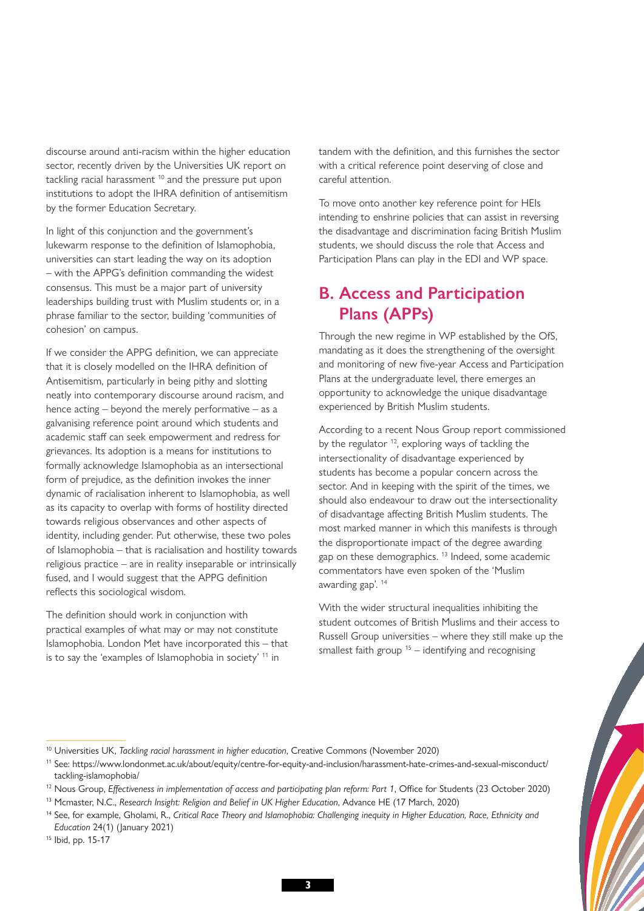discourse around anti-racism within the higher education sector, recently driven by the Universities UK report on tackling racial harassment [10] and the pressure put upon institutions to adopt the IHRA definition of antisemitism by the former Education Secretary.

In light of this conjunction and the government's lukewarm response to the definition of Islamophobia, universities can start leading the way on its adoption – with the APPG's definition commanding the widest consensus. This must be a major part of university leaderships building trust with Muslim students or, in a phrase familiar to the sector, building 'communities of cohesion' on campus.

If we consider the APPG definition, we can appreciate that it is closely modelled on the IHRA definition of Antisemitism, particularly in being pithy and slotting neatly into contemporary discourse around racism, and hence acting – beyond the merely performative – as a galvanising reference point around which students and academic staff can seek empowerment and redress for grievances. Its adoption is a means for institutions to formally acknowledge Islamophobia as an intersectional form of prejudice, as the definition invokes the inner dynamic of racialisation inherent to Islamophobia, as well as its capacity to overlap with forms of hostility directed towards religious observances and other aspects of identity, including gender. Put otherwise, these two poles of Islamophobia – that is racialisation and hostility towards religious practice – are in reality inseparable or intrinsically fused, and I would suggest that the APPG definition reflects this sociological wisdom.

The definition should work in conjunction with practical examples of what may or may not constitute Islamophobia. London Met have incorporated this – that is to say the 'examples of Islamophobia in society' [11] in tandem with the definition, and this furnishes the sector with a critical reference point deserving of close and careful attention.

To move onto another key reference point for HEIs intending to enshrine policies that can assist in reversing the disadvantage and discrimination facing British Muslim students, we should discuss the role that Access and Participation Plans can play in the EDI and WP space.

## B. Access and Participation Plans (APPs)

Through the new regime in WP established by the OfS, mandating as it does the strengthening of the oversight and monitoring of new five-year Access and Participation Plans at the undergraduate level, there emerges an opportunity to acknowledge the unique disadvantage experienced by British Muslim students.

According to a recent Nous Group report commissioned by the regulator [12], exploring ways of tackling the intersectionality of disadvantage experienced by students has become a popular concern across the sector. And in keeping with the spirit of the times, we should also endeavour to draw out the intersectionality of disadvantage affecting British Muslim students. The most marked manner in which this manifests is through the disproportionate impact of the degree awarding gap on these demographics. [13] Indeed, some academic commentators have even spoken of the 'Muslim awarding gap'. [14]

With the wider structural inequalities inhibiting the student outcomes of British Muslims and their access to Russell Group universities – where they still make up the smallest faith group [15] – identifying and recognising

---

[10] Universities UK, *Tackling racial harassment in higher education*, Creative Commons (November 2020)

[11] See: https://www.londonmet.ac.uk/about/equity/centre-for-equity-and-inclusion/harassment-hate-crimes-and-sexual-misconduct/tackling-islamophobia/

[12] Nous Group, *Effectiveness in implementation of access and participating plan reform: Part 1*, Office for Students (23 October 2020)

[13] Mcmaster, N.C., *Research Insight: Religion and Belief in UK Higher Education*, Advance HE (17 March, 2020)

[14] See, for example, Gholami, R., *Critical Race Theory and Islamophobia: Challenging inequity in Higher Education, Race, Ethnicity and Education* 24(1) (January 2021)

[15] Ibid, pp. 15-17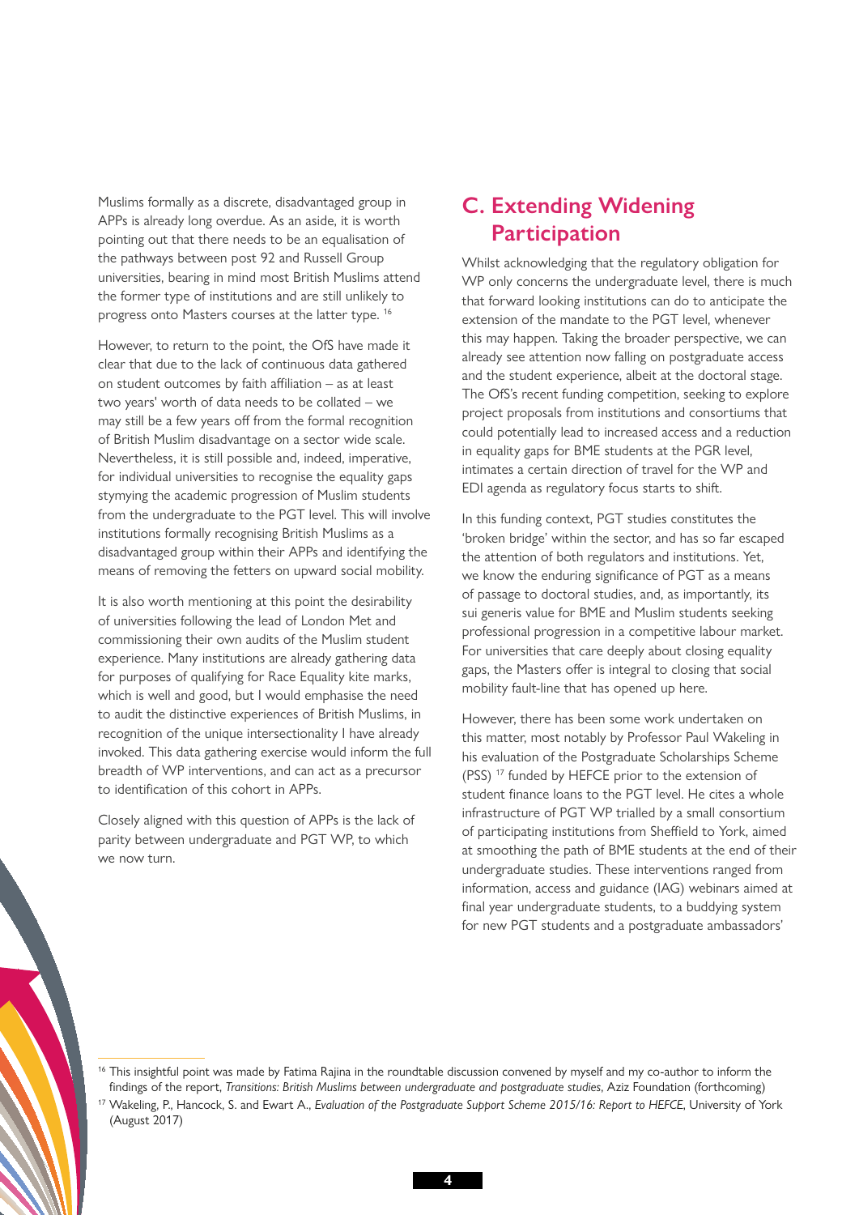Muslims formally as a discrete, disadvantaged group in APPs is already long overdue. As an aside, it is worth pointing out that there needs to be an equalisation of the pathways between post 92 and Russell Group universities, bearing in mind most British Muslims attend the former type of institutions and are still unlikely to progress onto Masters courses at the latter type. [16]

However, to return to the point, the OfS have made it clear that due to the lack of continuous data gathered on student outcomes by faith affiliation – as at least two years' worth of data needs to be collated – we may still be a few years off from the formal recognition of British Muslim disadvantage on a sector wide scale. Nevertheless, it is still possible and, indeed, imperative, for individual universities to recognise the equality gaps stymying the academic progression of Muslim students from the undergraduate to the PGT level. This will involve institutions formally recognising British Muslims as a disadvantaged group within their APPs and identifying the means of removing the fetters on upward social mobility.

It is also worth mentioning at this point the desirability of universities following the lead of London Met and commissioning their own audits of the Muslim student experience. Many institutions are already gathering data for purposes of qualifying for Race Equality kite marks, which is well and good, but I would emphasise the need to audit the distinctive experiences of British Muslims, in recognition of the unique intersectionality I have already invoked. This data gathering exercise would inform the full breadth of WP interventions, and can act as a precursor to identification of this cohort in APPs.

Closely aligned with this question of APPs is the lack of parity between undergraduate and PGT WP, to which we now turn.

## C. Extending Widening Participation

Whilst acknowledging that the regulatory obligation for WP only concerns the undergraduate level, there is much that forward looking institutions can do to anticipate the extension of the mandate to the PGT level, whenever this may happen. Taking the broader perspective, we can already see attention now falling on postgraduate access and the student experience, albeit at the doctoral stage. The OfS's recent funding competition, seeking to explore project proposals from institutions and consortiums that could potentially lead to increased access and a reduction in equality gaps for BME students at the PGR level, intimates a certain direction of travel for the WP and EDI agenda as regulatory focus starts to shift.

In this funding context, PGT studies constitutes the 'broken bridge' within the sector, and has so far escaped the attention of both regulators and institutions. Yet, we know the enduring significance of PGT as a means of passage to doctoral studies, and, as importantly, its sui generis value for BME and Muslim students seeking professional progression in a competitive labour market. For universities that care deeply about closing equality gaps, the Masters offer is integral to closing that social mobility fault-line that has opened up here.

However, there has been some work undertaken on this matter, most notably by Professor Paul Wakeling in his evaluation of the Postgraduate Scholarships Scheme (PSS) [17] funded by HEFCE prior to the extension of student finance loans to the PGT level. He cites a whole infrastructure of PGT WP trialled by a small consortium of participating institutions from Sheffield to York, aimed at smoothing the path of BME students at the end of their undergraduate studies. These interventions ranged from information, access and guidance (IAG) webinars aimed at final year undergraduate students, to a buddying system for new PGT students and a postgraduate ambassadors'

---

[16] This insightful point was made by Fatima Rajina in the roundtable discussion convened by myself and my co-author to inform the findings of the report, *Transitions: British Muslims between undergraduate and postgraduate studies*, Aziz Foundation (forthcoming)

[17] Wakeling, P., Hancock, S. and Ewart A., *Evaluation of the Postgraduate Support Scheme 2015/16: Report to HEFCE*, University of York (August 2017)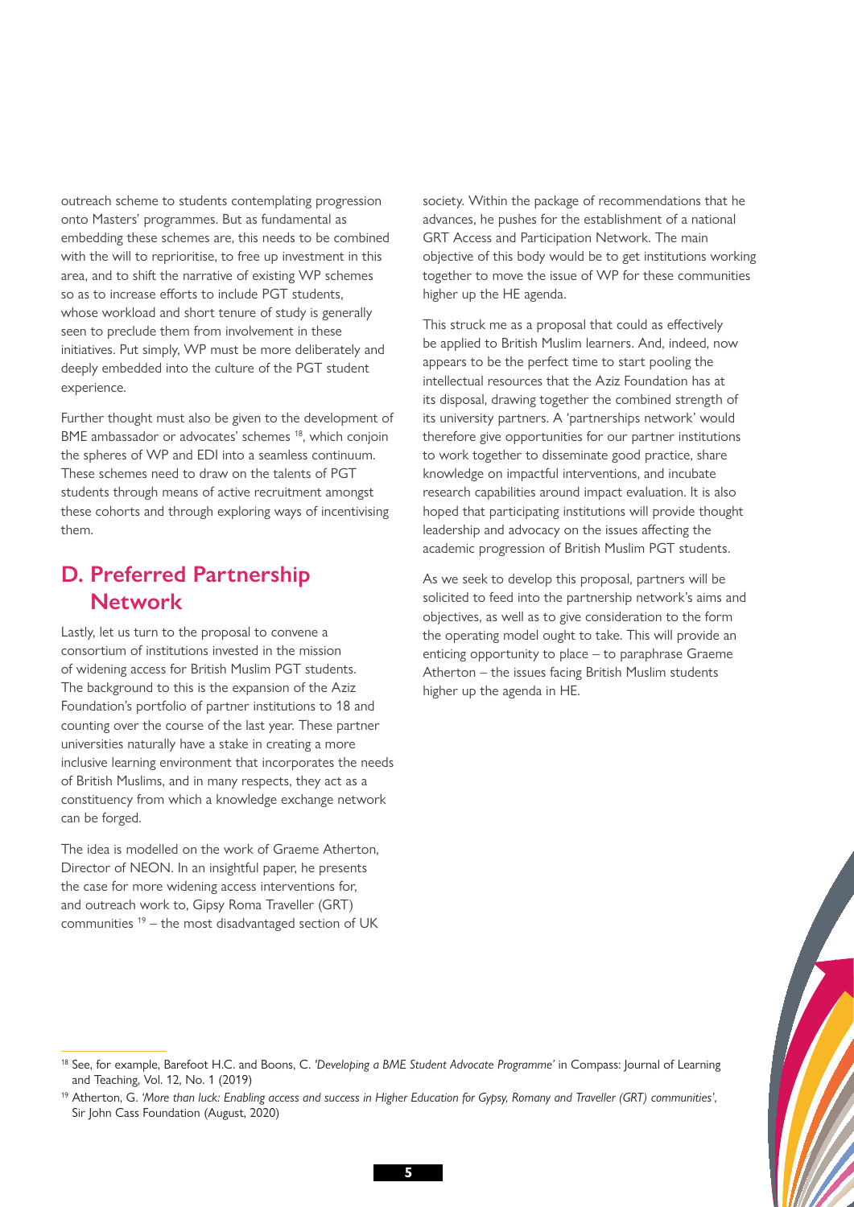outreach scheme to students contemplating progression onto Masters' programmes. But as fundamental as embedding these schemes are, this needs to be combined with the will to reprioritise, to free up investment in this area, and to shift the narrative of existing WP schemes so as to increase efforts to include PGT students, whose workload and short tenure of study is generally seen to preclude them from involvement in these initiatives. Put simply, WP must be more deliberately and deeply embedded into the culture of the PGT student experience.

Further thought must also be given to the development of BME ambassador or advocates' schemes [18], which conjoin the spheres of WP and EDI into a seamless continuum. These schemes need to draw on the talents of PGT students through means of active recruitment amongst these cohorts and through exploring ways of incentivising them.

## D. Preferred Partnership Network

Lastly, let us turn to the proposal to convene a consortium of institutions invested in the mission of widening access for British Muslim PGT students. The background to this is the expansion of the Aziz Foundation's portfolio of partner institutions to 18 and counting over the course of the last year. These partner universities naturally have a stake in creating a more inclusive learning environment that incorporates the needs of British Muslims, and in many respects, they act as a constituency from which a knowledge exchange network can be forged.

The idea is modelled on the work of Graeme Atherton, Director of NEON. In an insightful paper, he presents the case for more widening access interventions for, and outreach work to, Gipsy Roma Traveller (GRT) communities [19] – the most disadvantaged section of UK society. Within the package of recommendations that he advances, he pushes for the establishment of a national GRT Access and Participation Network. The main objective of this body would be to get institutions working together to move the issue of WP for these communities higher up the HE agenda.

This struck me as a proposal that could as effectively be applied to British Muslim learners. And, indeed, now appears to be the perfect time to start pooling the intellectual resources that the Aziz Foundation has at its disposal, drawing together the combined strength of its university partners. A 'partnerships network' would therefore give opportunities for our partner institutions to work together to disseminate good practice, share knowledge on impactful interventions, and incubate research capabilities around impact evaluation. It is also hoped that participating institutions will provide thought leadership and advocacy on the issues affecting the academic progression of British Muslim PGT students.

As we seek to develop this proposal, partners will be solicited to feed into the partnership network's aims and objectives, as well as to give consideration to the form the operating model ought to take. This will provide an enticing opportunity to place – to paraphrase Graeme Atherton – the issues facing British Muslim students higher up the agenda in HE.

---

[18] See, for example, Barefoot H.C. and Boons, C. *'Developing a BME Student Advocate Programme'* in Compass: Journal of Learning and Teaching, Vol. 12, No. 1 (2019)

[19] Atherton, G. *'More than luck: Enabling access and success in Higher Education for Gypsy, Romany and Traveller (GRT) communities'*, Sir John Cass Foundation (August, 2020)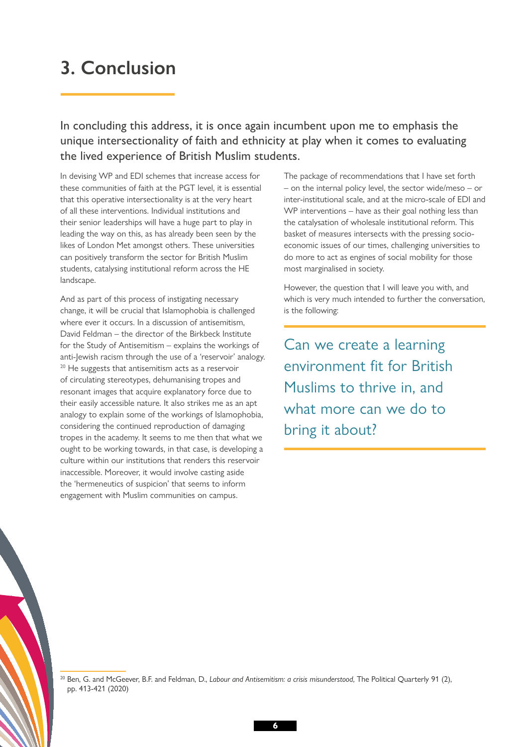# 3. Conclusion

In concluding this address, it is once again incumbent upon me to emphasis the unique intersectionality of faith and ethnicity at play when it comes to evaluating the lived experience of British Muslim students.

In devising WP and EDI schemes that increase access for these communities of faith at the PGT level, it is essential that this operative intersectionality is at the very heart of all these interventions. Individual institutions and their senior leaderships will have a huge part to play in leading the way on this, as has already been seen by the likes of London Met amongst others. These universities can positively transform the sector for British Muslim students, catalysing institutional reform across the HE landscape.

And as part of this process of instigating necessary change, it will be crucial that Islamophobia is challenged where ever it occurs. In a discussion of antisemitism, David Feldman – the director of the Birkbeck Institute for the Study of Antisemitism – explains the workings of anti-Jewish racism through the use of a 'reservoir' analogy.[20] He suggests that antisemitism acts as a reservoir of circulating stereotypes, dehumanising tropes and resonant images that acquire explanatory force due to their easily accessible nature. It also strikes me as an apt analogy to explain some of the workings of Islamophobia, considering the continued reproduction of damaging tropes in the academy. It seems to me then that what we ought to be working towards, in that case, is developing a culture within our institutions that renders this reservoir inaccessible. Moreover, it would involve casting aside the 'hermeneutics of suspicion' that seems to inform engagement with Muslim communities on campus.

The package of recommendations that I have set forth – on the internal policy level, the sector wide/meso – or inter-institutional scale, and at the micro-scale of EDI and WP interventions – have as their goal nothing less than the catalysation of wholesale institutional reform. This basket of measures intersects with the pressing socio-economic issues of our times, challenging universities to do more to act as engines of social mobility for those most marginalised in society.

However, the question that I will leave you with, and which is very much intended to further the conversation, is the following:

> Can we create a learning environment fit for British Muslims to thrive in, and what more can we do to bring it about?

[20] Ben, G. and McGeever, B.F. and Feldman, D., *Labour and Antisemitism: a crisis misunderstood,* The Political Quarterly 91 (2), pp. 413-421 (2020)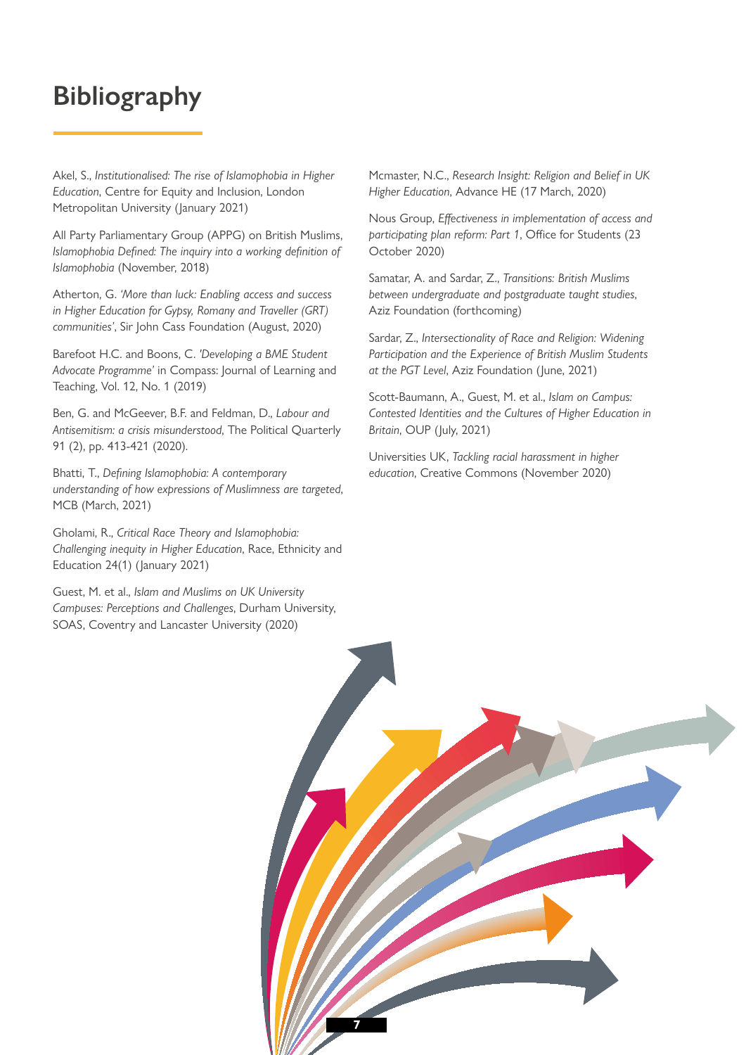# Bibliography

Akel, S., *Institutionalised: The rise of Islamophobia in Higher Education*, Centre for Equity and Inclusion, London Metropolitan University (January 2021)

All Party Parliamentary Group (APPG) on British Muslims, *Islamophobia Defined: The inquiry into a working definition of Islamophobia* (November, 2018)

Atherton, G. *'More than luck: Enabling access and success in Higher Education for Gypsy, Romany and Traveller (GRT) communities'*, Sir John Cass Foundation (August, 2020)

Barefoot H.C. and Boons, C. *'Developing a BME Student Advocate Programme'* in Compass: Journal of Learning and Teaching, Vol. 12, No. 1 (2019)

Ben, G. and McGeever, B.F. and Feldman, D., *Labour and Antisemitism: a crisis misunderstood*, The Political Quarterly 91 (2), pp. 413-421 (2020).

Bhatti, T., *Defining Islamophobia: A contemporary understanding of how expressions of Muslimness are targeted*, MCB (March, 2021)

Gholami, R., *Critical Race Theory and Islamophobia: Challenging inequity in Higher Education*, Race, Ethnicity and Education 24(1) (January 2021)

Guest, M. et al., *Islam and Muslims on UK University Campuses: Perceptions and Challenges*, Durham University, SOAS, Coventry and Lancaster University (2020)

Mcmaster, N.C., *Research Insight: Religion and Belief in UK Higher Education*, Advance HE (17 March, 2020)

Nous Group, *Effectiveness in implementation of access and participating plan reform: Part 1*, Office for Students (23 October 2020)

Samatar, A. and Sardar, Z., *Transitions: British Muslims between undergraduate and postgraduate taught studies*, Aziz Foundation (forthcoming)

Sardar, Z., *Intersectionality of Race and Religion: Widening Participation and the Experience of British Muslim Students at the PGT Level*, Aziz Foundation (June, 2021)

Scott-Baumann, A., Guest, M. et al., *Islam on Campus: Contested Identities and the Cultures of Higher Education in Britain*, OUP (July, 2021)

Universities UK, *Tackling racial harassment in higher education*, Creative Commons (November 2020)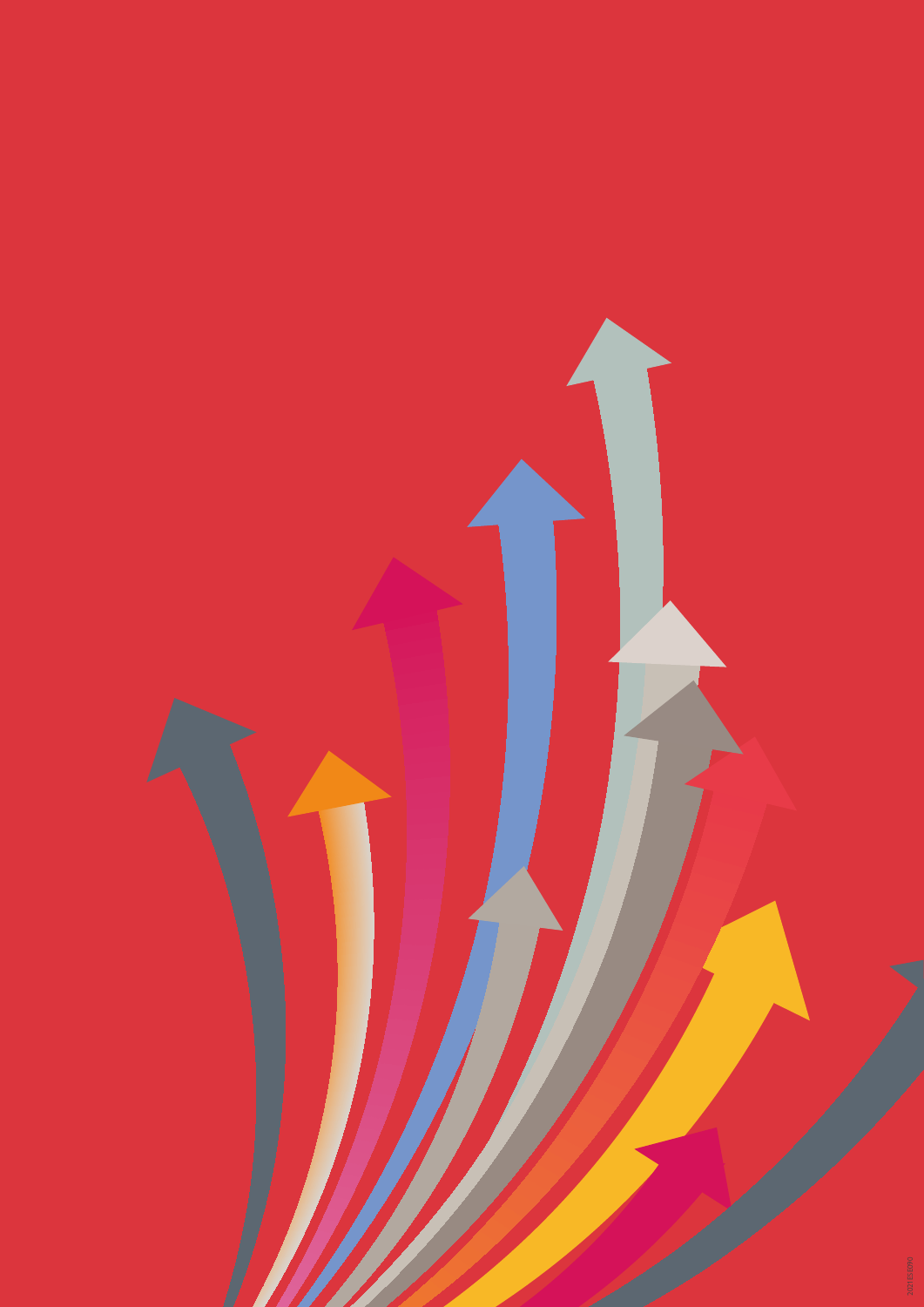20211835890